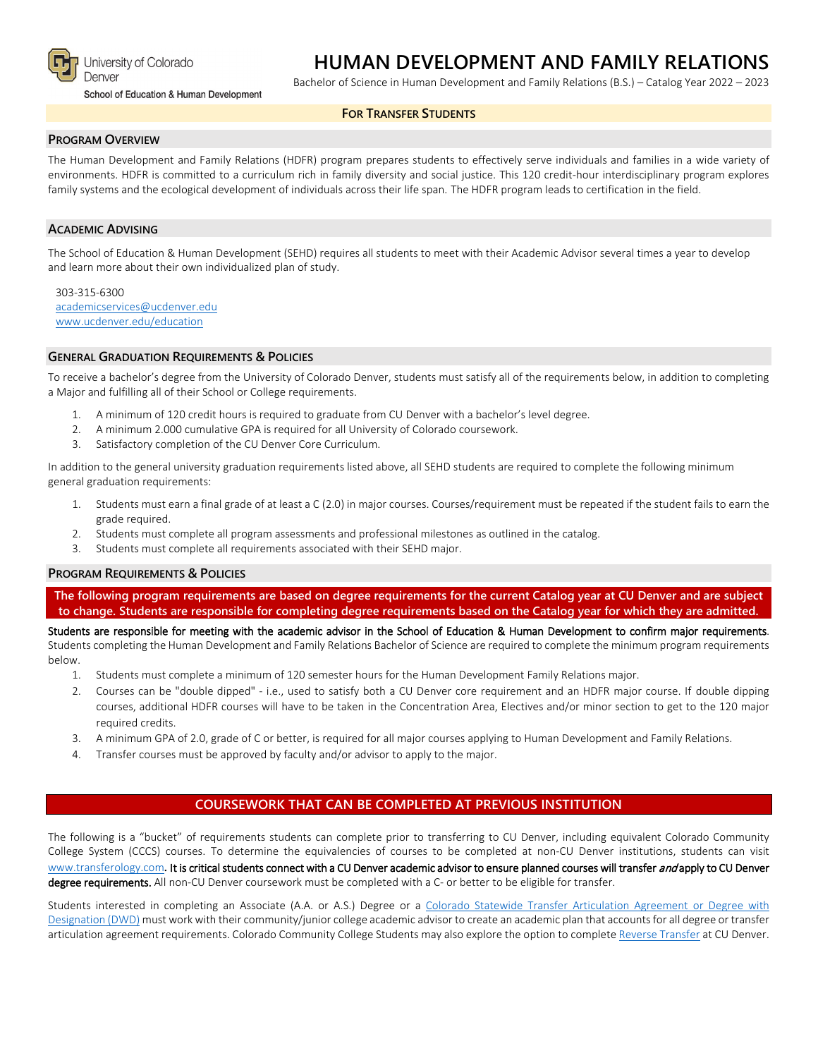University of Colorado Denver

School of Education & Human Development

# HUMAN DEVELOPMENT AND FAMILY RELATIONS

Bachelor of Science in Human Development and Family Relations (B.S.) – Catalog Year 2022 – 2023

**FOR TRANSFER STUDENTS**

## PROGRAM OVERVIEW

The Human Development and Family Relations (HDFR) program prepares students to effectively serve individuals and families in a wide variety of environments. HDFR is committed to a curriculum rich in family diversity and social justice. This 120 credit-hour interdisciplinary program explores family systems and the ecological development of individuals across their life span. The HDFR program leads to certification in the field.

## ACADEMIC ADVISING

The School of Education & Human Development (SEHD) requires all students to meet with their Academic Advisor several times a year to develop and learn more about their own individualized plan of study.

303-315-6300
academicservices@ucdenver.edu
www.ucdenver.edu/education

## GENERAL GRADUATION REQUIREMENTS & POLICIES

To receive a bachelor's degree from the University of Colorado Denver, students must satisfy all of the requirements below, in addition to completing a Major and fulfilling all of their School or College requirements.

1. A minimum of 120 credit hours is required to graduate from CU Denver with a bachelor's level degree.
2. A minimum 2.000 cumulative GPA is required for all University of Colorado coursework.
3. Satisfactory completion of the CU Denver Core Curriculum.

In addition to the general university graduation requirements listed above, all SEHD students are required to complete the following minimum general graduation requirements:

1. Students must earn a final grade of at least a C (2.0) in major courses. Courses/requirement must be repeated if the student fails to earn the grade required.
2. Students must complete all program assessments and professional milestones as outlined in the catalog.
3. Students must complete all requirements associated with their SEHD major.

## PROGRAM REQUIREMENTS & POLICIES

**The following program requirements are based on degree requirements for the current Catalog year at CU Denver and are subject to change. Students are responsible for completing degree requirements based on the Catalog year for which they are admitted.**

**Students are responsible for meeting with the academic advisor in the School of Education & Human Development to confirm major requirements**. Students completing the Human Development and Family Relations Bachelor of Science are required to complete the minimum program requirements below.

1. Students must complete a minimum of 120 semester hours for the Human Development Family Relations major.
2. Courses can be "double dipped" - i.e., used to satisfy both a CU Denver core requirement and an HDFR major course. If double dipping courses, additional HDFR courses will have to be taken in the Concentration Area, Electives and/or minor section to get to the 120 major required credits.
3. A minimum GPA of 2.0, grade of C or better, is required for all major courses applying to Human Development and Family Relations.
4. Transfer courses must be approved by faculty and/or advisor to apply to the major.

## COURSEWORK THAT CAN BE COMPLETED AT PREVIOUS INSTITUTION

The following is a "bucket" of requirements students can complete prior to transferring to CU Denver, including equivalent Colorado Community College System (CCCS) courses. To determine the equivalencies of courses to be completed at non-CU Denver institutions, students can visit www.transferology.com**. It is critical students connect with a CU Denver academic advisor to ensure planned courses will transfer *and* apply to CU Denver degree requirements.** All non-CU Denver coursework must be completed with a C- or better to be eligible for transfer.

Students interested in completing an Associate (A.A. or A.S.) Degree or a Colorado Statewide Transfer Articulation Agreement or Degree with Designation (DWD) must work with their community/junior college academic advisor to create an academic plan that accounts for all degree or transfer articulation agreement requirements. Colorado Community College Students may also explore the option to complete Reverse Transfer at CU Denver.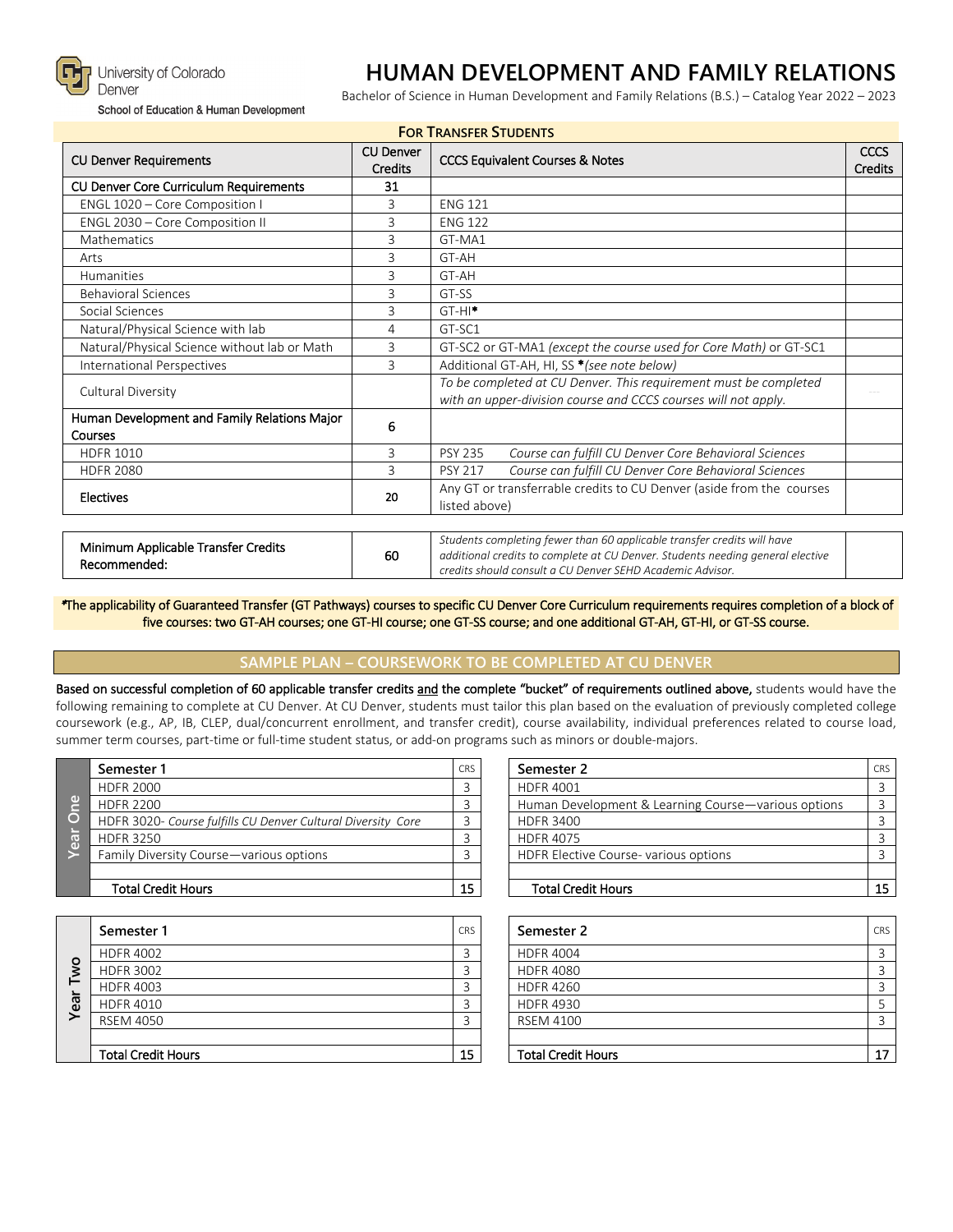University of Colorado Denver

School of Education & Human Development

# HUMAN DEVELOPMENT AND FAMILY RELATIONS

Bachelor of Science in Human Development and Family Relations (B.S.) – Catalog Year 2022 – 2023

## For Transfer Students

| CU Denver Requirements | CU Denver Credits | CCCS Equivalent Courses & Notes | CCCS Credits |
|---|---|---|---|
| **CU Denver Core Curriculum Requirements** | **31** | | |
| ENGL 1020 – Core Composition I | 3 | ENG 121 | |
| ENGL 2030 – Core Composition II | 3 | ENG 122 | |
| Mathematics | 3 | GT-MA1 | |
| Arts | 3 | GT-AH | |
| Humanities | 3 | GT-AH | |
| Behavioral Sciences | 3 | GT-SS | |
| Social Sciences | 3 | GT-HI* | |
| Natural/Physical Science with lab | 4 | GT-SC1 | |
| Natural/Physical Science without lab or Math | 3 | GT-SC2 or GT-MA1 *(except the course used for Core Math)* or GT-SC1 | |
| International Perspectives | 3 | Additional GT-AH, HI, SS **\****(see note below)* | |
| Cultural Diversity | | *To be completed at CU Denver. This requirement must be completed with an upper-division course and CCCS courses will not apply.* | --- |
| **Human Development and Family Relations Major Courses** | **6** | | |
| HDFR 1010 | 3 | PSY 235 *Course can fulfill CU Denver Core Behavioral Sciences* | |
| HDFR 2080 | 3 | PSY 217 *Course can fulfill CU Denver Core Behavioral Sciences* | |
| **Electives** | **20** | Any GT or transferrable credits to CU Denver (aside from the courses listed above) | |

| | | | |
|---|---|---|---|
| Minimum Applicable Transfer Credits Recommended: | 60 | *Students completing fewer than 60 applicable transfer credits will have additional credits to complete at CU Denver. Students needing general elective credits should consult a CU Denver SEHD Academic Advisor.* | |

**\*The applicability of Guaranteed Transfer (GT Pathways) courses to specific CU Denver Core Curriculum requirements requires completion of a block of five courses: two GT-AH courses; one GT-HI course; one GT-SS course; and one additional GT-AH, GT-HI, or GT-SS course.**

## Sample Plan – Coursework to be Completed at CU Denver

**Based on successful completion of 60 applicable transfer credits and the complete "bucket" of requirements outlined above,** students would have the following remaining to complete at CU Denver. At CU Denver, students must tailor this plan based on the evaluation of previously completed college coursework (e.g., AP, IB, CLEP, dual/concurrent enrollment, and transfer credit), course availability, individual preferences related to course load, summer term courses, part-time or full-time student status, or add-on programs such as minors or double-majors.

### Year One

| Semester 1 | CRS |
|---|---|
| HDFR 2000 | 3 |
| HDFR 2200 | 3 |
| HDFR 3020- *Course fulfills CU Denver Cultural Diversity Core* | 3 |
| HDFR 3250 | 3 |
| Family Diversity Course—various options | 3 |
| **Total Credit Hours** | **15** |

| Semester 2 | CRS |
|---|---|
| HDFR 4001 | 3 |
| Human Development & Learning Course—various options | 3 |
| HDFR 3400 | 3 |
| HDFR 4075 | 3 |
| HDFR Elective Course- various options | 3 |
| **Total Credit Hours** | **15** |

### Year Two

| Semester 1 | CRS |
|---|---|
| HDFR 4002 | 3 |
| HDFR 3002 | 3 |
| HDFR 4003 | 3 |
| HDFR 4010 | 3 |
| RSEM 4050 | 3 |
| **Total Credit Hours** | **15** |

| Semester 2 | CRS |
|---|---|
| HDFR 4004 | 3 |
| HDFR 4080 | 3 |
| HDFR 4260 | 3 |
| HDFR 4930 | 5 |
| RSEM 4100 | 3 |
| **Total Credit Hours** | **17** |